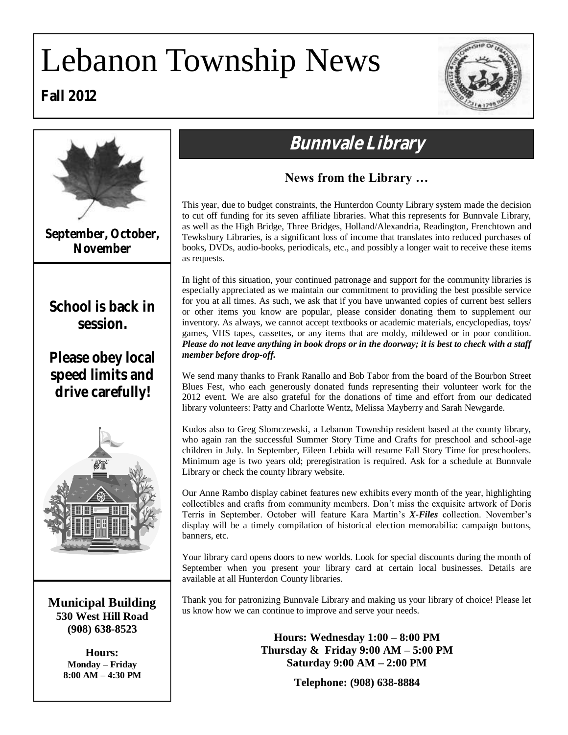# Lebanon Township News

**Fall 2012**

**September, October, November**

**School is back in session.**

**Please obey local speed limits and drive carefully!**

**Municipal Building**
**530 West Hill Road**
**(908) 638-8523**

**Hours:**
**Monday – Friday**
**8:00 AM – 4:30 PM**

## Bunnvale Library

### News from the Library …

This year, due to budget constraints, the Hunterdon County Library system made the decision to cut off funding for its seven affiliate libraries. What this represents for Bunnvale Library, as well as the High Bridge, Three Bridges, Holland/Alexandria, Readington, Frenchtown and Tewksbury Libraries, is a significant loss of income that translates into reduced purchases of books, DVDs, audio-books, periodicals, etc., and possibly a longer wait to receive these items as requests.

In light of this situation, your continued patronage and support for the community libraries is especially appreciated as we maintain our commitment to providing the best possible service for you at all times. As such, we ask that if you have unwanted copies of current best sellers or other items you know are popular, please consider donating them to supplement our inventory. As always, we cannot accept textbooks or academic materials, encyclopedias, toys/games, VHS tapes, cassettes, or any items that are moldy, mildewed or in poor condition. ***Please do not leave anything in book drops or in the doorway; it is best to check with a staff member before drop-off.***

We send many thanks to Frank Ranallo and Bob Tabor from the board of the Bourbon Street Blues Fest, who each generously donated funds representing their volunteer work for the 2012 event. We are also grateful for the donations of time and effort from our dedicated library volunteers: Patty and Charlotte Wentz, Melissa Mayberry and Sarah Newgarde.

Kudos also to Greg Slomczewski, a Lebanon Township resident based at the county library, who again ran the successful Summer Story Time and Crafts for preschool and school-age children in July. In September, Eileen Lebida will resume Fall Story Time for preschoolers. Minimum age is two years old; preregistration is required. Ask for a schedule at Bunnvale Library or check the county library website.

Our Anne Rambo display cabinet features new exhibits every month of the year, highlighting collectibles and crafts from community members. Don't miss the exquisite artwork of Doris Terris in September. October will feature Kara Martin's ***X-Files*** collection. November's display will be a timely compilation of historical election memorabilia: campaign buttons, banners, etc.

Your library card opens doors to new worlds. Look for special discounts during the month of September when you present your library card at certain local businesses. Details are available at all Hunterdon County libraries.

Thank you for patronizing Bunnvale Library and making us your library of choice! Please let us know how we can continue to improve and serve your needs.

**Hours: Wednesday 1:00 – 8:00 PM**
**Thursday & Friday 9:00 AM – 5:00 PM**
**Saturday 9:00 AM – 2:00 PM**

**Telephone: (908) 638-8884**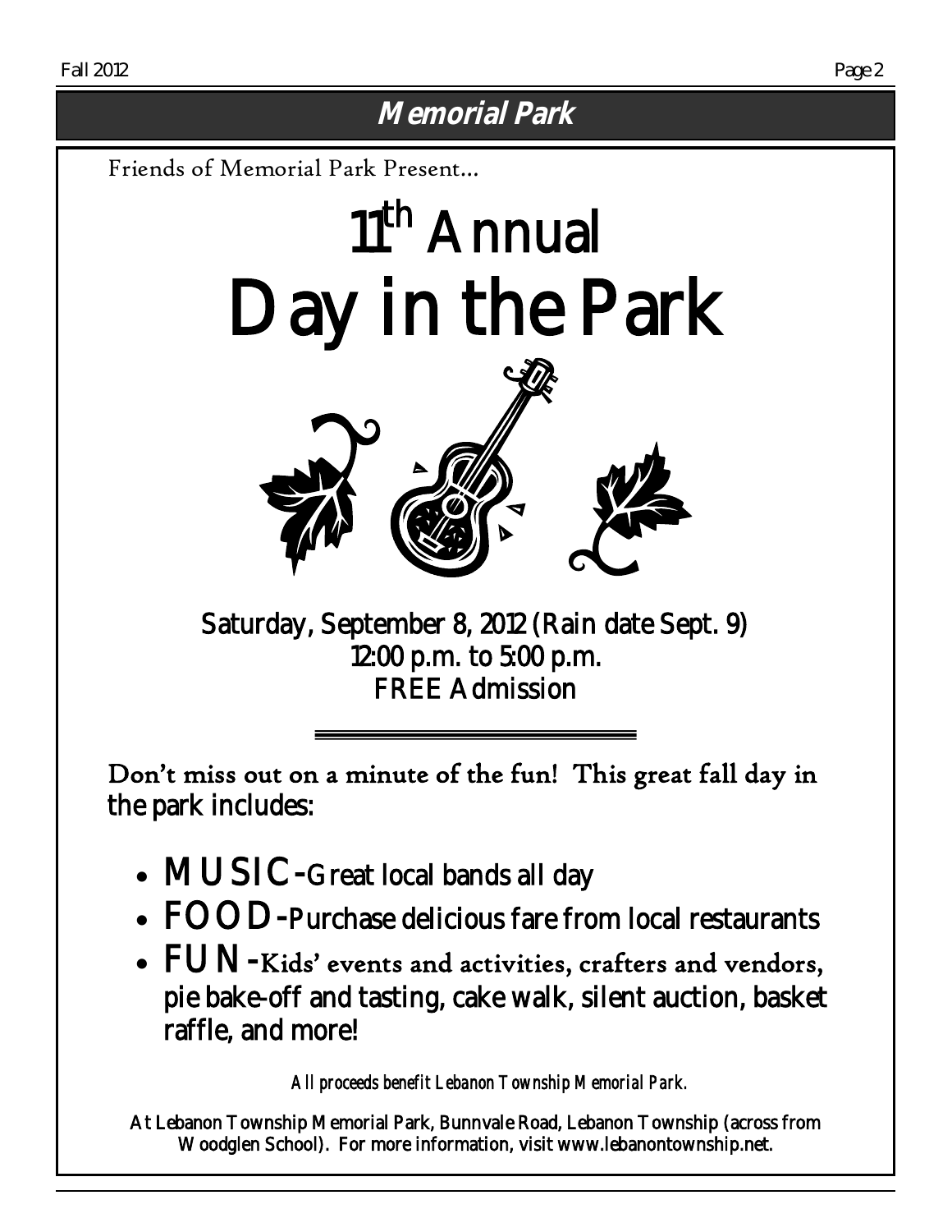## Memorial Park

Friends of Memorial Park Present...

# 11th Annual Day in the Park

**Saturday, September 8, 2012 (Rain date Sept. 9)**
**12:00 p.m. to 5:00 p.m.**
**FREE Admission**

Don't miss out on a minute of the fun! This great fall day in the park includes:

- **MUSIC**-Great local bands all day
- **FOOD**-Purchase delicious fare from local restaurants
- **FUN**-Kids' events and activities, crafters and vendors, pie bake-off and tasting, cake walk, silent auction, basket raffle, and more!

*All proceeds benefit Lebanon Township Memorial Park.*

At Lebanon Township Memorial Park, Bunnvale Road, Lebanon Township (across from Woodglen School). For more information, visit www.lebanontownship.net.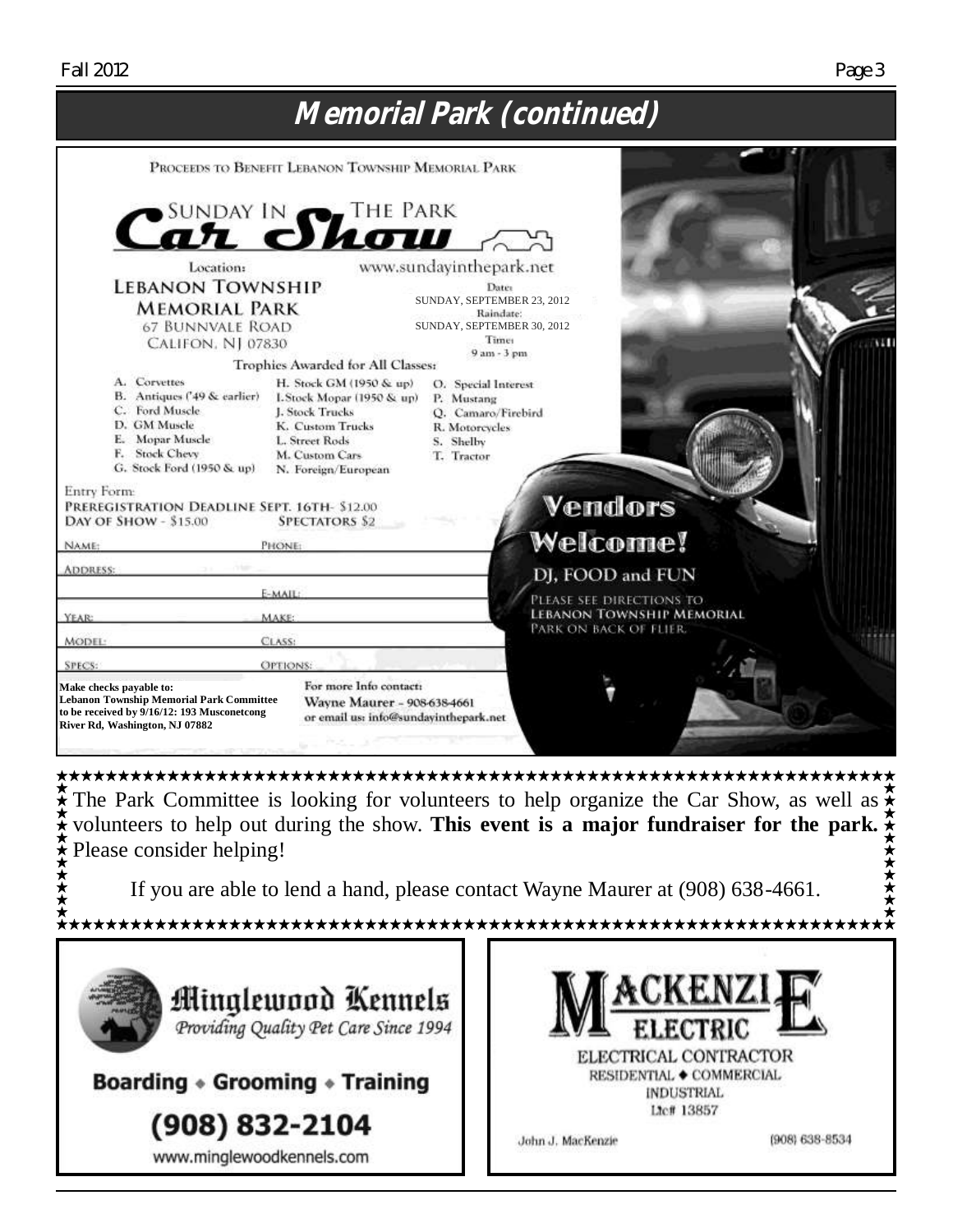# Memorial Park (continued)

PROCEEDS TO BENEFIT LEBANON TOWNSHIP MEMORIAL PARK

## SUNDAY IN THE PARK Car Show

Location:
**LEBANON TOWNSHIP MEMORIAL PARK**
67 BUNNVALE ROAD
CALIFON, NJ 07830

www.sundayinthepark.net

Date:
SUNDAY, SEPTEMBER 23, 2012
Raindate:
SUNDAY, SEPTEMBER 30, 2012
Time:
9 am - 3 pm

Trophies Awarded for All Classes:

A. Corvettes
B. Antiques ('49 & earlier)
C. Ford Muscle
D. GM Muscle
E. Mopar Muscle
F. Stock Chevy
G. Stock Ford (1950 & up)
H. Stock GM (1950 & up)
I. Stock Mopar (1950 & up)
J. Stock Trucks
K. Custom Trucks
L. Street Rods
M. Custom Cars
N. Foreign/European
O. Special Interest
P. Mustang
Q. Camaro/Firebird
R. Motorcycles
S. Shelby
T. Tractor

Entry Form:
PREREGISTRATION DEADLINE SEPT. 16TH- $12.00
DAY OF SHOW - $15.00
SPECTATORS $2

NAME: PHONE:
ADDRESS:
E-MAIL:
YEAR: MAKE:
MODEL: CLASS:
SPECS: OPTIONS:

**Make checks payable to:**
**Lebanon Township Memorial Park Committee to be received by 9/16/12: 193 Musconetcong River Rd, Washington, NJ 07882**

For more Info contact:
Wayne Maurer - 908-638-4661
or email us: info@sundayinthepark.net

**Vendors Welcome!**

DJ, FOOD and FUN

PLEASE SEE DIRECTIONS TO LEBANON TOWNSHIP MEMORIAL PARK ON BACK OF FLIER.

---

The Park Committee is looking for volunteers to help organize the Car Show, as well as volunteers to help out during the show. **This event is a major fundraiser for the park.** Please consider helping!

If you are able to lend a hand, please contact Wayne Maurer at (908) 638-4661.

---

**Minglewood Kennels**
*Providing Quality Pet Care Since 1994*

**Boarding • Grooming • Training**

**(908) 832-2104**

www.minglewoodkennels.com

---

**MACKENZIE ELECTRIC**

ELECTRICAL CONTRACTOR
RESIDENTIAL ◆ COMMERCIAL
INDUSTRIAL
Lic# 13857

John J. MacKenzie
(908) 638-8534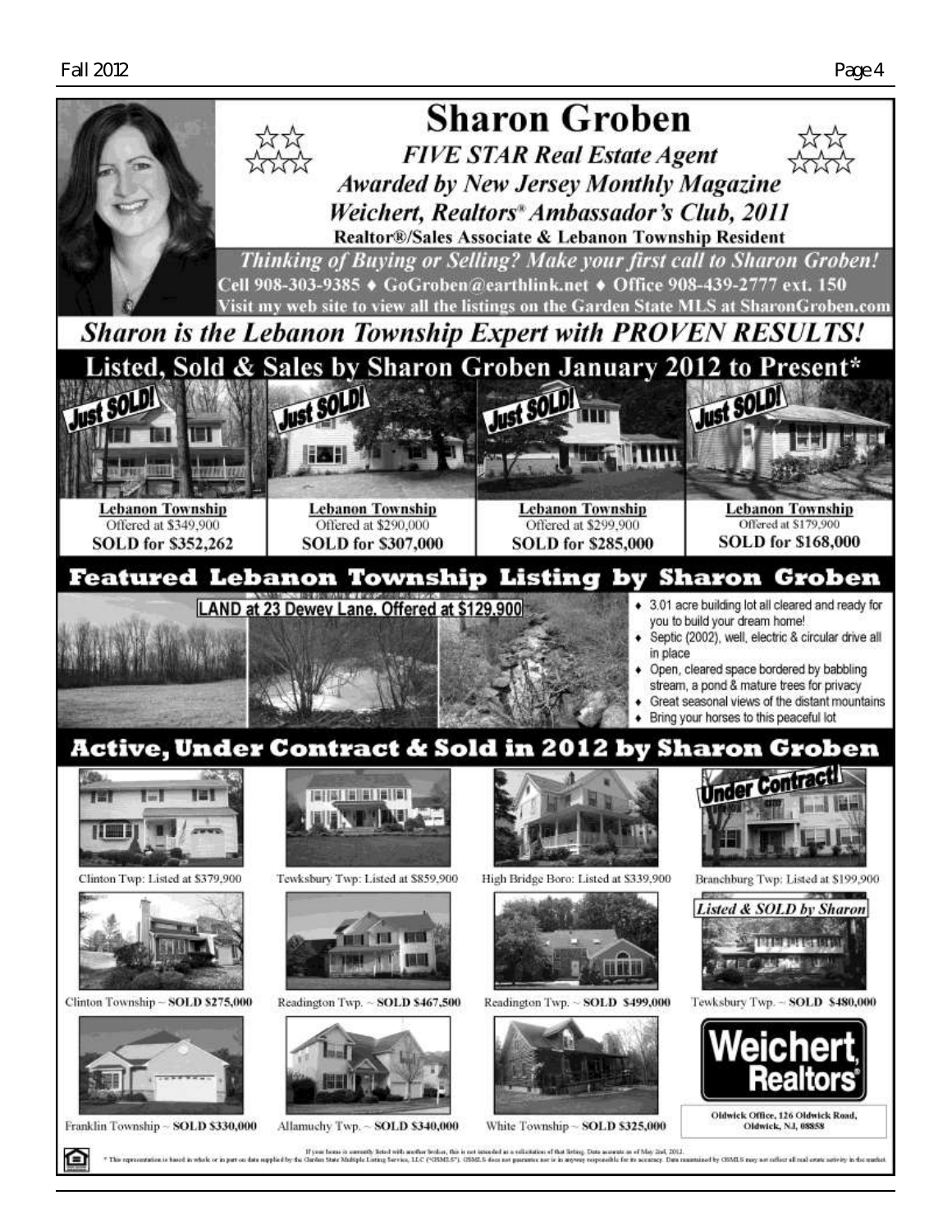# Sharon Groben

*FIVE STAR Real Estate Agent*
*Awarded by New Jersey Monthly Magazine*
*Weichert, Realtors® Ambassador's Club, 2011*

**Realtor®/Sales Associate & Lebanon Township Resident**

*Thinking of Buying or Selling? Make your first call to Sharon Groben!*

Cell 908-303-9385 ♦ GoGroben@earthlink.net ♦ Office 908-439-2777 ext. 150

Visit my web site to view all the listings on the Garden State MLS at SharonGroben.com

## *Sharon is the Lebanon Township Expert with PROVEN RESULTS!*

## Listed, Sold & Sales by Sharon Groben January 2012 to Present*

Just SOLD!
**Lebanon Township**
Offered at $349,900
**SOLD for $352,262**

Just SOLD!
**Lebanon Township**
Offered at $290,000
**SOLD for $307,000**

Just SOLD!
**Lebanon Township**
Offered at $299,900
**SOLD for $285,000**

Just SOLD!
**Lebanon Township**
Offered at $179,900
**SOLD for $168,000**

## Featured Lebanon Township Listing by Sharon Groben

**LAND at 23 Dewey Lane, Offered at $129,900**

- 3.01 acre building lot all cleared and ready for you to build your dream home!
- Septic (2002), well, electric & circular drive all in place
- Open, cleared space bordered by babbling stream, a pond & mature trees for privacy
- Great seasonal views of the distant mountains
- Bring your horses to this peaceful lot

## Active, Under Contract & Sold in 2012 by Sharon Groben

Clinton Twp: Listed at $379,900

Tewksbury Twp: Listed at $859,900

High Bridge Boro: Listed at $339,900

Under Contract!
Branchburg Twp: Listed at $199,900

Clinton Township ~ **SOLD $275,000**

Readington Twp. ~ **SOLD $467,500**

Readington Twp. ~ **SOLD $499,000**

*Listed & SOLD by Sharon*
Tewksbury Twp. ~ **SOLD $480,000**

Franklin Township ~ **SOLD $330,000**

Allamuchy Twp. ~ **SOLD $340,000**

White Township ~ **SOLD $325,000**

**Weichert, Realtors®**
**Oldwick Office, 126 Oldwick Road, Oldwick, NJ, 08858**

If your home is currently listed with another broker, this is not intended as a solicitation of that listing. Data accurate as of May 2nd, 2012.
* This representation is based in whole or in part on data supplied by the Garden State Multiple Listing Service, LLC ("GSMLS"). GSMLS does not guarantee nor is in anyway responsible for its accuracy. Data maintained by GSMLS may not reflect all real estate activity in the market.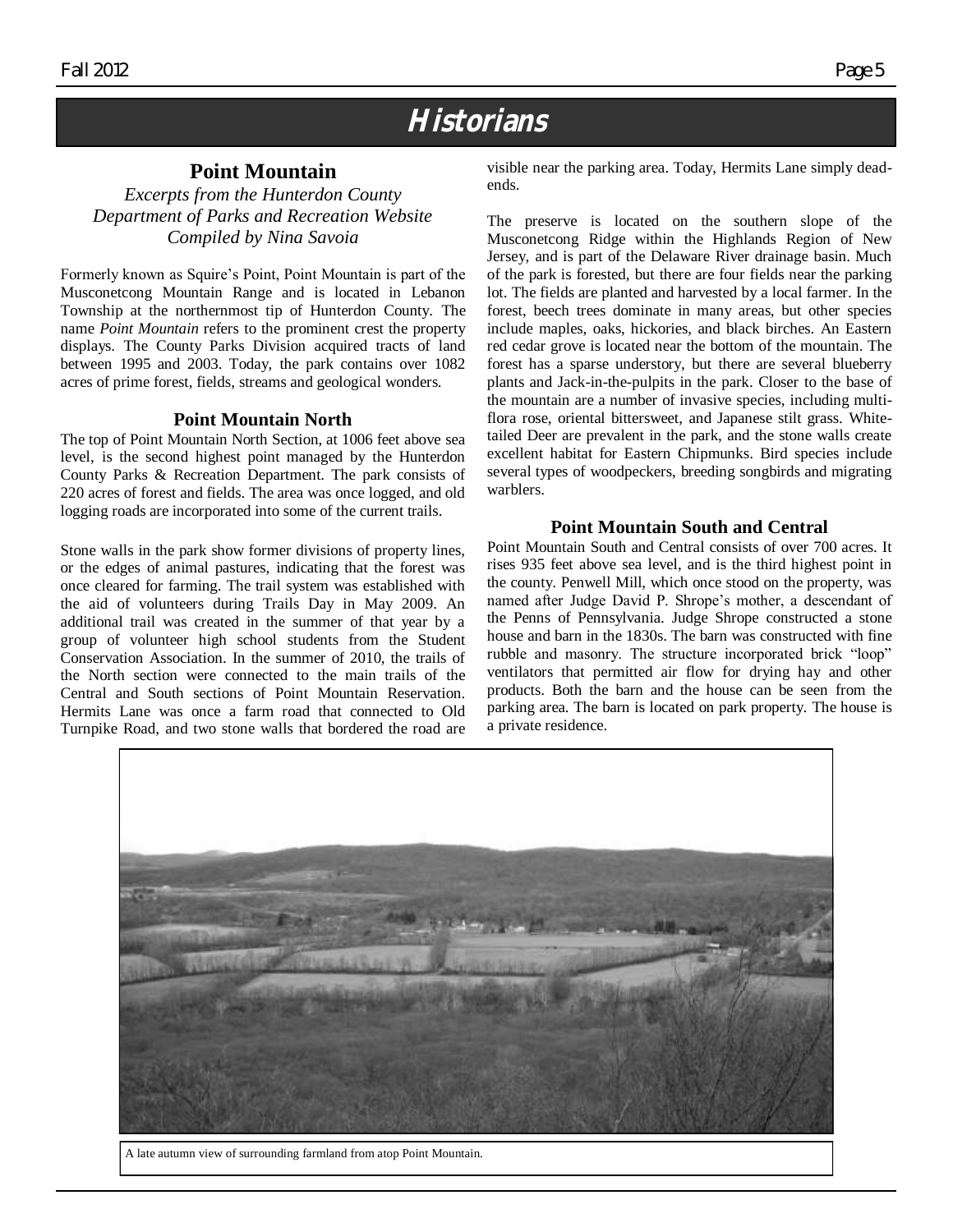## Historians

### Point Mountain

*Excerpts from the Hunterdon County Department of Parks and Recreation Website*
*Compiled by Nina Savoia*

Formerly known as Squire's Point, Point Mountain is part of the Musconetcong Mountain Range and is located in Lebanon Township at the northernmost tip of Hunterdon County. The name *Point Mountain* refers to the prominent crest the property displays. The County Parks Division acquired tracts of land between 1995 and 2003. Today, the park contains over 1082 acres of prime forest, fields, streams and geological wonders.

#### Point Mountain North

The top of Point Mountain North Section, at 1006 feet above sea level, is the second highest point managed by the Hunterdon County Parks & Recreation Department. The park consists of 220 acres of forest and fields. The area was once logged, and old logging roads are incorporated into some of the current trails.

Stone walls in the park show former divisions of property lines, or the edges of animal pastures, indicating that the forest was once cleared for farming. The trail system was established with the aid of volunteers during Trails Day in May 2009. An additional trail was created in the summer of that year by a group of volunteer high school students from the Student Conservation Association. In the summer of 2010, the trails of the North section were connected to the main trails of the Central and South sections of Point Mountain Reservation. Hermits Lane was once a farm road that connected to Old Turnpike Road, and two stone walls that bordered the road are visible near the parking area. Today, Hermits Lane simply dead-ends.

The preserve is located on the southern slope of the Musconetcong Ridge within the Highlands Region of New Jersey, and is part of the Delaware River drainage basin. Much of the park is forested, but there are four fields near the parking lot. The fields are planted and harvested by a local farmer. In the forest, beech trees dominate in many areas, but other species include maples, oaks, hickories, and black birches. An Eastern red cedar grove is located near the bottom of the mountain. The forest has a sparse understory, but there are several blueberry plants and Jack-in-the-pulpits in the park. Closer to the base of the mountain are a number of invasive species, including multi-flora rose, oriental bittersweet, and Japanese stilt grass. White-tailed Deer are prevalent in the park, and the stone walls create excellent habitat for Eastern Chipmunks. Bird species include several types of woodpeckers, breeding songbirds and migrating warblers.

#### Point Mountain South and Central

Point Mountain South and Central consists of over 700 acres. It rises 935 feet above sea level, and is the third highest point in the county. Penwell Mill, which once stood on the property, was named after Judge David P. Shrope's mother, a descendant of the Penns of Pennsylvania. Judge Shrope constructed a stone house and barn in the 1830s. The barn was constructed with fine rubble and masonry. The structure incorporated brick "loop" ventilators that permitted air flow for drying hay and other products. Both the barn and the house can be seen from the parking area. The barn is located on park property. The house is a private residence.

A late autumn view of surrounding farmland from atop Point Mountain.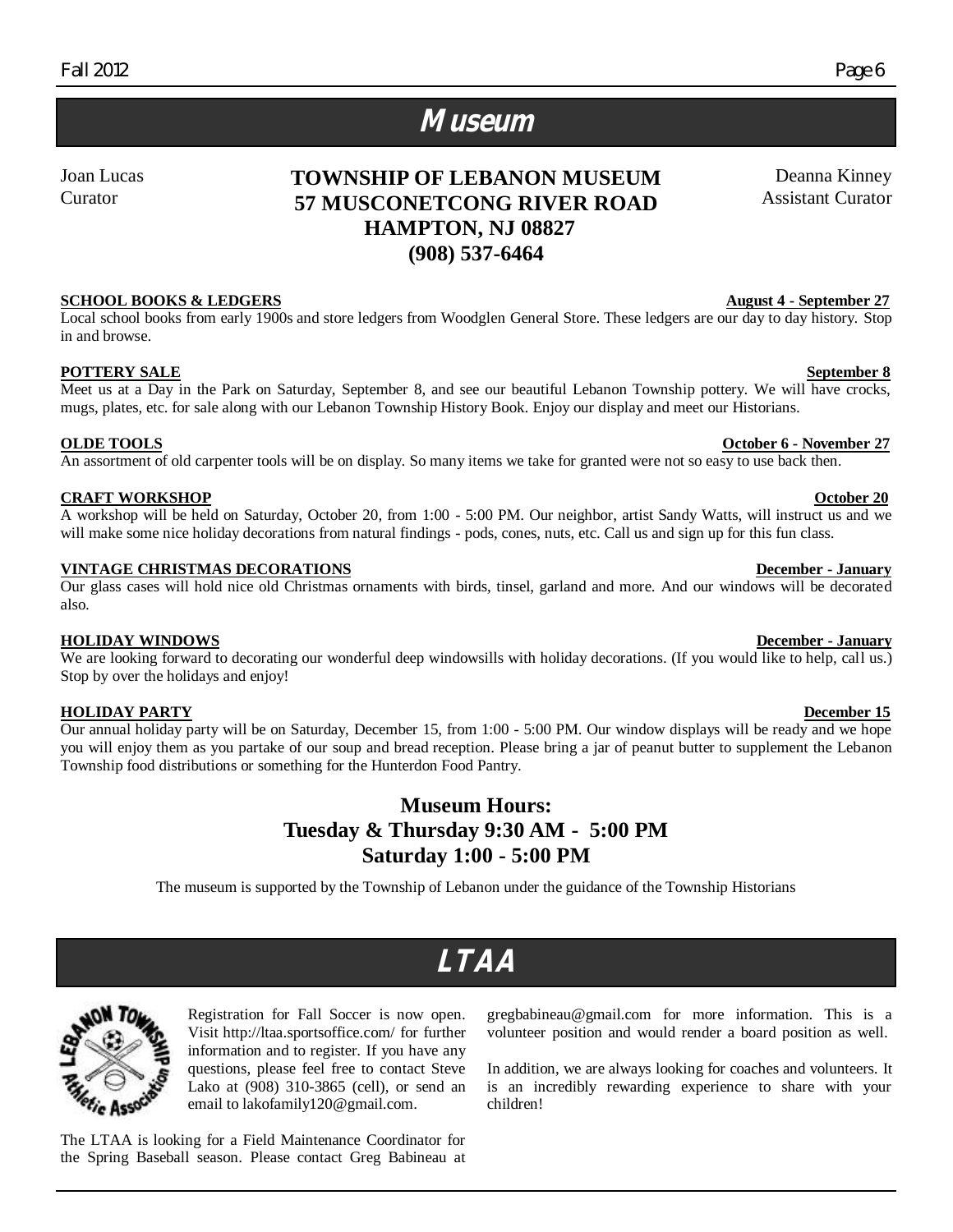# Museum

Joan Lucas
Curator

**TOWNSHIP OF LEBANON MUSEUM**
**57 MUSCONETCONG RIVER ROAD**
**HAMPTON, NJ 08827**
**(908) 537-6464**

Deanna Kinney
Assistant Curator

**SCHOOL BOOKS & LEDGERS** — **August 4 - September 27**

Local school books from early 1900s and store ledgers from Woodglen General Store. These ledgers are our day to day history. Stop in and browse.

**POTTERY SALE** — **September 8**

Meet us at a Day in the Park on Saturday, September 8, and see our beautiful Lebanon Township pottery. We will have crocks, mugs, plates, etc. for sale along with our Lebanon Township History Book. Enjoy our display and meet our Historians.

**OLDE TOOLS** — **October 6 - November 27**

An assortment of old carpenter tools will be on display. So many items we take for granted were not so easy to use back then.

**CRAFT WORKSHOP** — **October 20**

A workshop will be held on Saturday, October 20, from 1:00 - 5:00 PM. Our neighbor, artist Sandy Watts, will instruct us and we will make some nice holiday decorations from natural findings - pods, cones, nuts, etc. Call us and sign up for this fun class.

**VINTAGE CHRISTMAS DECORATIONS** — **December - January**

Our glass cases will hold nice old Christmas ornaments with birds, tinsel, garland and more. And our windows will be decorated also.

**HOLIDAY WINDOWS** — **December - January**

We are looking forward to decorating our wonderful deep windowsills with holiday decorations. (If you would like to help, call us.) Stop by over the holidays and enjoy!

**HOLIDAY PARTY** — **December 15**

Our annual holiday party will be on Saturday, December 15, from 1:00 - 5:00 PM. Our window displays will be ready and we hope you will enjoy them as you partake of our soup and bread reception. Please bring a jar of peanut butter to supplement the Lebanon Township food distributions or something for the Hunterdon Food Pantry.

**Museum Hours:**
**Tuesday & Thursday 9:30 AM - 5:00 PM**
**Saturday 1:00 - 5:00 PM**

The museum is supported by the Township of Lebanon under the guidance of the Township Historians

# LTAA

Registration for Fall Soccer is now open. Visit http://ltaa.sportsoffice.com/ for further information and to register. If you have any questions, please feel free to contact Steve Lako at (908) 310-3865 (cell), or send an email to lakofamily120@gmail.com.

The LTAA is looking for a Field Maintenance Coordinator for the Spring Baseball season. Please contact Greg Babineau at gregbabineau@gmail.com for more information. This is a volunteer position and would render a board position as well.

In addition, we are always looking for coaches and volunteers. It is an incredibly rewarding experience to share with your children!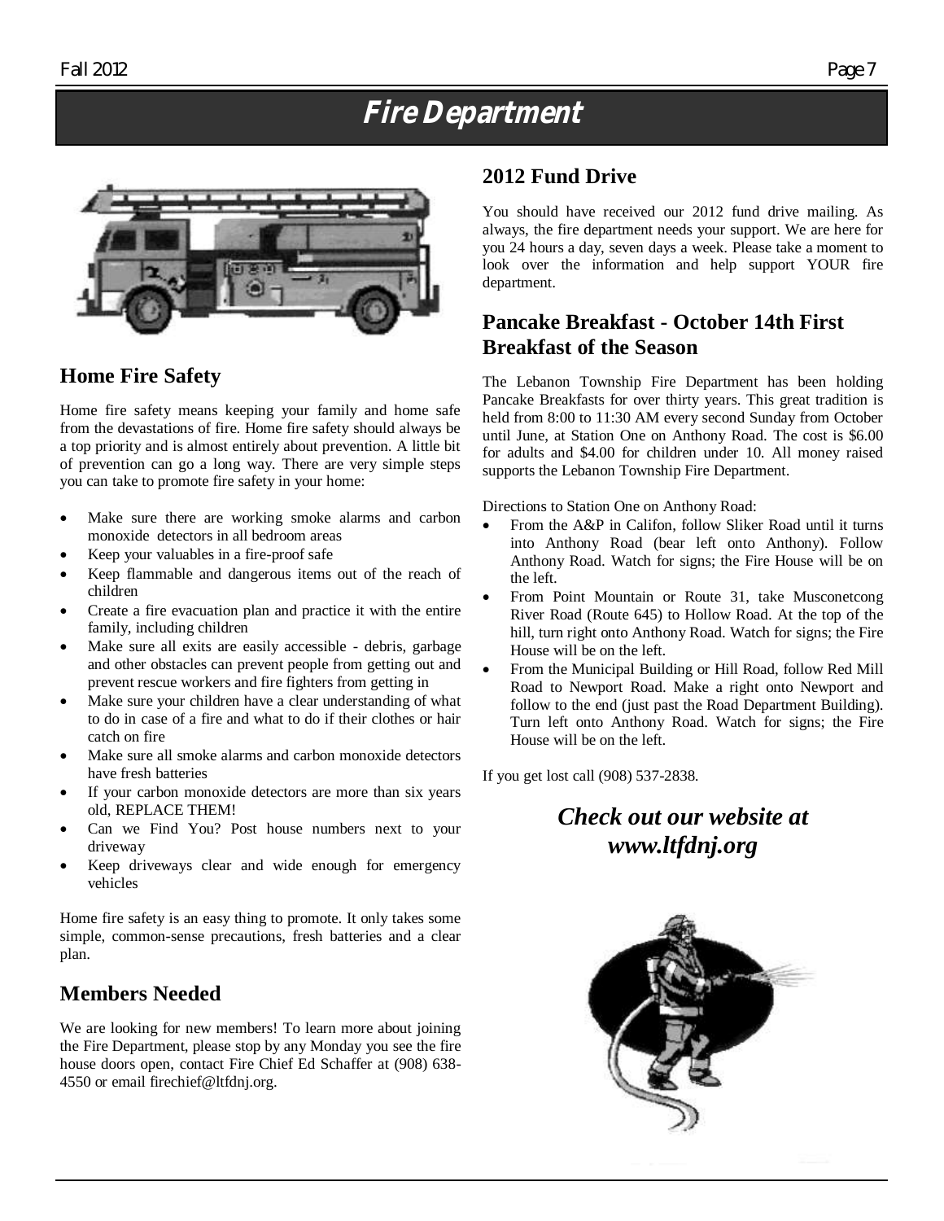# Fire Department

## Home Fire Safety

Home fire safety means keeping your family and home safe from the devastations of fire. Home fire safety should always be a top priority and is almost entirely about prevention. A little bit of prevention can go a long way. There are very simple steps you can take to promote fire safety in your home:

- Make sure there are working smoke alarms and carbon monoxide detectors in all bedroom areas
- Keep your valuables in a fire-proof safe
- Keep flammable and dangerous items out of the reach of children
- Create a fire evacuation plan and practice it with the entire family, including children
- Make sure all exits are easily accessible - debris, garbage and other obstacles can prevent people from getting out and prevent rescue workers and fire fighters from getting in
- Make sure your children have a clear understanding of what to do in case of a fire and what to do if their clothes or hair catch on fire
- Make sure all smoke alarms and carbon monoxide detectors have fresh batteries
- If your carbon monoxide detectors are more than six years old, REPLACE THEM!
- Can we Find You? Post house numbers next to your driveway
- Keep driveways clear and wide enough for emergency vehicles

Home fire safety is an easy thing to promote. It only takes some simple, common-sense precautions, fresh batteries and a clear plan.

## Members Needed

We are looking for new members! To learn more about joining the Fire Department, please stop by any Monday you see the fire house doors open, contact Fire Chief Ed Schaffer at (908) 638-4550 or email firechief@ltfdnj.org.

## 2012 Fund Drive

You should have received our 2012 fund drive mailing. As always, the fire department needs your support. We are here for you 24 hours a day, seven days a week. Please take a moment to look over the information and help support YOUR fire department.

## Pancake Breakfast - October 14th First Breakfast of the Season

The Lebanon Township Fire Department has been holding Pancake Breakfasts for over thirty years. This great tradition is held from 8:00 to 11:30 AM every second Sunday from October until June, at Station One on Anthony Road. The cost is $6.00 for adults and $4.00 for children under 10. All money raised supports the Lebanon Township Fire Department.

Directions to Station One on Anthony Road:

- From the A&P in Califon, follow Sliker Road until it turns into Anthony Road (bear left onto Anthony). Follow Anthony Road. Watch for signs; the Fire House will be on the left.
- From Point Mountain or Route 31, take Musconetcong River Road (Route 645) to Hollow Road. At the top of the hill, turn right onto Anthony Road. Watch for signs; the Fire House will be on the left.
- From the Municipal Building or Hill Road, follow Red Mill Road to Newport Road. Make a right onto Newport and follow to the end (just past the Road Department Building). Turn left onto Anthony Road. Watch for signs; the Fire House will be on the left.

If you get lost call (908) 537-2838.

***Check out our website at www.ltfdnj.org***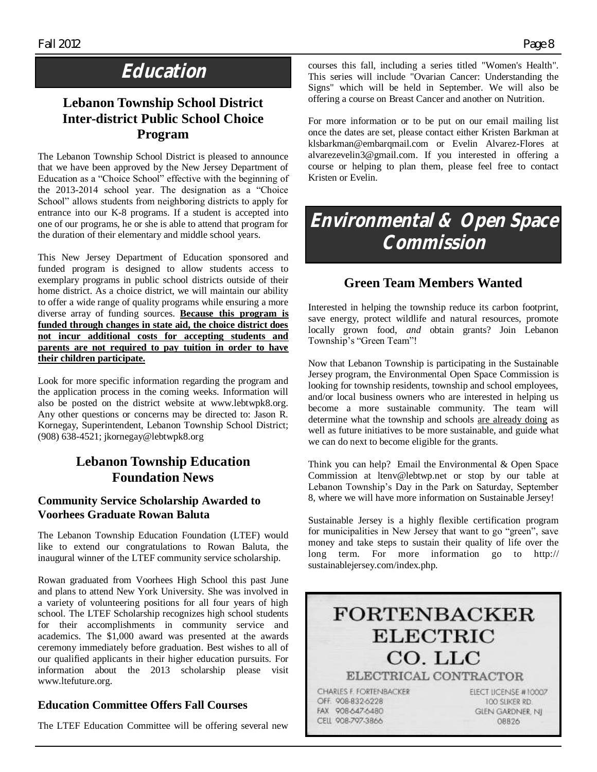# Education

## Lebanon Township School District Inter-district Public School Choice Program

The Lebanon Township School District is pleased to announce that we have been approved by the New Jersey Department of Education as a "Choice School" effective with the beginning of the 2013-2014 school year. The designation as a "Choice School" allows students from neighboring districts to apply for entrance into our K-8 programs. If a student is accepted into one of our programs, he or she is able to attend that program for the duration of their elementary and middle school years.

This New Jersey Department of Education sponsored and funded program is designed to allow students access to exemplary programs in public school districts outside of their home district. As a choice district, we will maintain our ability to offer a wide range of quality programs while ensuring a more diverse array of funding sources. **Because this program is funded through changes in state aid, the choice district does not incur additional costs for accepting students and parents are not required to pay tuition in order to have their children participate.**

Look for more specific information regarding the program and the application process in the coming weeks. Information will also be posted on the district website at www.lebtwpk8.org. Any other questions or concerns may be directed to: Jason R. Kornegay, Superintendent, Lebanon Township School District; (908) 638-4521; jkornegay@lebtwpk8.org

## Lebanon Township Education Foundation News

### Community Service Scholarship Awarded to Voorhees Graduate Rowan Baluta

The Lebanon Township Education Foundation (LTEF) would like to extend our congratulations to Rowan Baluta, the inaugural winner of the LTEF community service scholarship.

Rowan graduated from Voorhees High School this past June and plans to attend New York University. She was involved in a variety of volunteering positions for all four years of high school. The LTEF Scholarship recognizes high school students for their accomplishments in community service and academics. The $1,000 award was presented at the awards ceremony immediately before graduation. Best wishes to all of our qualified applicants in their higher education pursuits. For information about the 2013 scholarship please visit www.ltefuture.org.

### Education Committee Offers Fall Courses

The LTEF Education Committee will be offering several new courses this fall, including a series titled "Women's Health". This series will include "Ovarian Cancer: Understanding the Signs" which will be held in September. We will also be offering a course on Breast Cancer and another on Nutrition.

For more information or to be put on our email mailing list once the dates are set, please contact either Kristen Barkman at klsbarkman@embarqmail.com or Evelin Alvarez-Flores at alvarezevelin3@gmail.com. If you interested in offering a course or helping to plan them, please feel free to contact Kristen or Evelin.

# Environmental & Open Space Commission

## Green Team Members Wanted

Interested in helping the township reduce its carbon footprint, save energy, protect wildlife and natural resources, promote locally grown food, *and* obtain grants? Join Lebanon Township's "Green Team"!

Now that Lebanon Township is participating in the Sustainable Jersey program, the Environmental Open Space Commission is looking for township residents, township and school employees, and/or local business owners who are interested in helping us become a more sustainable community. The team will determine what the township and schools are already doing as well as future initiatives to be more sustainable, and guide what we can do next to become eligible for the grants.

Think you can help? Email the Environmental & Open Space Commission at ltenv@lebtwp.net or stop by our table at Lebanon Township's Day in the Park on Saturday, September 8, where we will have more information on Sustainable Jersey!

Sustainable Jersey is a highly flexible certification program for municipalities in New Jersey that want to go "green", save money and take steps to sustain their quality of life over the long term. For more information go to http://sustainablejersey.com/index.php.

**FORTENBACKER ELECTRIC CO. LLC**

ELECTRICAL CONTRACTOR

CHARLES F. FORTENBACKER
OFF. 908-832-6228
FAX 908-647-6480
CELL 908-797-3866

ELECT LICENSE #10007
100 SLIKER RD.
GLEN GARDNER, NJ
08826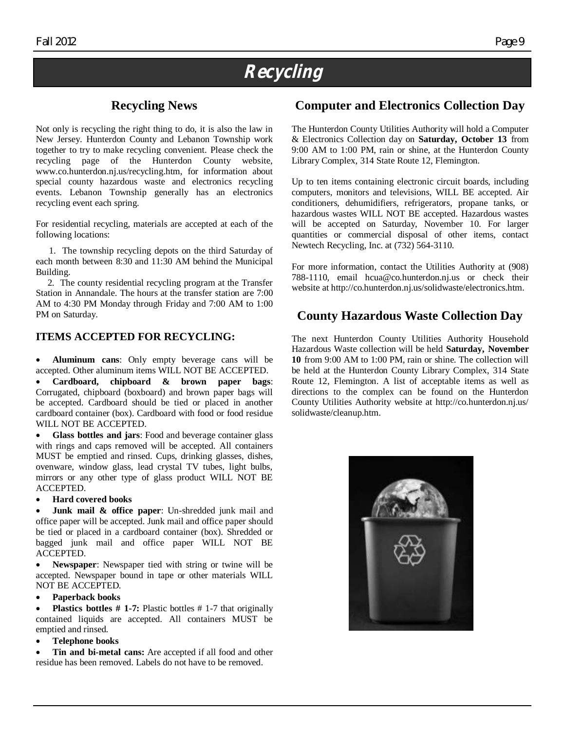# Recycling

## Recycling News

Not only is recycling the right thing to do, it is also the law in New Jersey. Hunterdon County and Lebanon Township work together to try to make recycling convenient. Please check the recycling page of the Hunterdon County website, www.co.hunterdon.nj.us/recycling.htm, for information about special county hazardous waste and electronics recycling events. Lebanon Township generally has an electronics recycling event each spring.

For residential recycling, materials are accepted at each of the following locations:

1. The township recycling depots on the third Saturday of each month between 8:30 and 11:30 AM behind the Municipal Building.
2. The county residential recycling program at the Transfer Station in Annandale. The hours at the transfer station are 7:00 AM to 4:30 PM Monday through Friday and 7:00 AM to 1:00 PM on Saturday.

### ITEMS ACCEPTED FOR RECYCLING:

- **Aluminum cans**: Only empty beverage cans will be accepted. Other aluminum items WILL NOT BE ACCEPTED.
- **Cardboard, chipboard & brown paper bags**: Corrugated, chipboard (boxboard) and brown paper bags will be accepted. Cardboard should be tied or placed in another cardboard container (box). Cardboard with food or food residue WILL NOT BE ACCEPTED.
- **Glass bottles and jars**: Food and beverage container glass with rings and caps removed will be accepted. All containers MUST be emptied and rinsed. Cups, drinking glasses, dishes, ovenware, window glass, lead crystal TV tubes, light bulbs, mirrors or any other type of glass product WILL NOT BE ACCEPTED.
- **Hard covered books**
- **Junk mail & office paper**: Un-shredded junk mail and office paper will be accepted. Junk mail and office paper should be tied or placed in a cardboard container (box). Shredded or bagged junk mail and office paper WILL NOT BE ACCEPTED.
- **Newspaper**: Newspaper tied with string or twine will be accepted. Newspaper bound in tape or other materials WILL NOT BE ACCEPTED.
- **Paperback books**
- **Plastics bottles # 1-7:** Plastic bottles # 1-7 that originally contained liquids are accepted. All containers MUST be emptied and rinsed.
- **Telephone books**
- **Tin and bi-metal cans:** Are accepted if all food and other residue has been removed. Labels do not have to be removed.

## Computer and Electronics Collection Day

The Hunterdon County Utilities Authority will hold a Computer & Electronics Collection day on **Saturday, October 13** from 9:00 AM to 1:00 PM, rain or shine, at the Hunterdon County Library Complex, 314 State Route 12, Flemington.

Up to ten items containing electronic circuit boards, including computers, monitors and televisions, WILL BE accepted. Air conditioners, dehumidifiers, refrigerators, propane tanks, or hazardous wastes WILL NOT BE accepted. Hazardous wastes will be accepted on Saturday, November 10. For larger quantities or commercial disposal of other items, contact Newtech Recycling, Inc. at (732) 564-3110.

For more information, contact the Utilities Authority at (908) 788-1110, email hcua@co.hunterdon.nj.us or check their website at http://co.hunterdon.nj.us/solidwaste/electronics.htm.

## County Hazardous Waste Collection Day

The next Hunterdon County Utilities Authority Household Hazardous Waste collection will be held **Saturday, November 10** from 9:00 AM to 1:00 PM, rain or shine. The collection will be held at the Hunterdon County Library Complex, 314 State Route 12, Flemington. A list of acceptable items as well as directions to the complex can be found on the Hunterdon County Utilities Authority website at http://co.hunterdon.nj.us/solidwaste/cleanup.htm.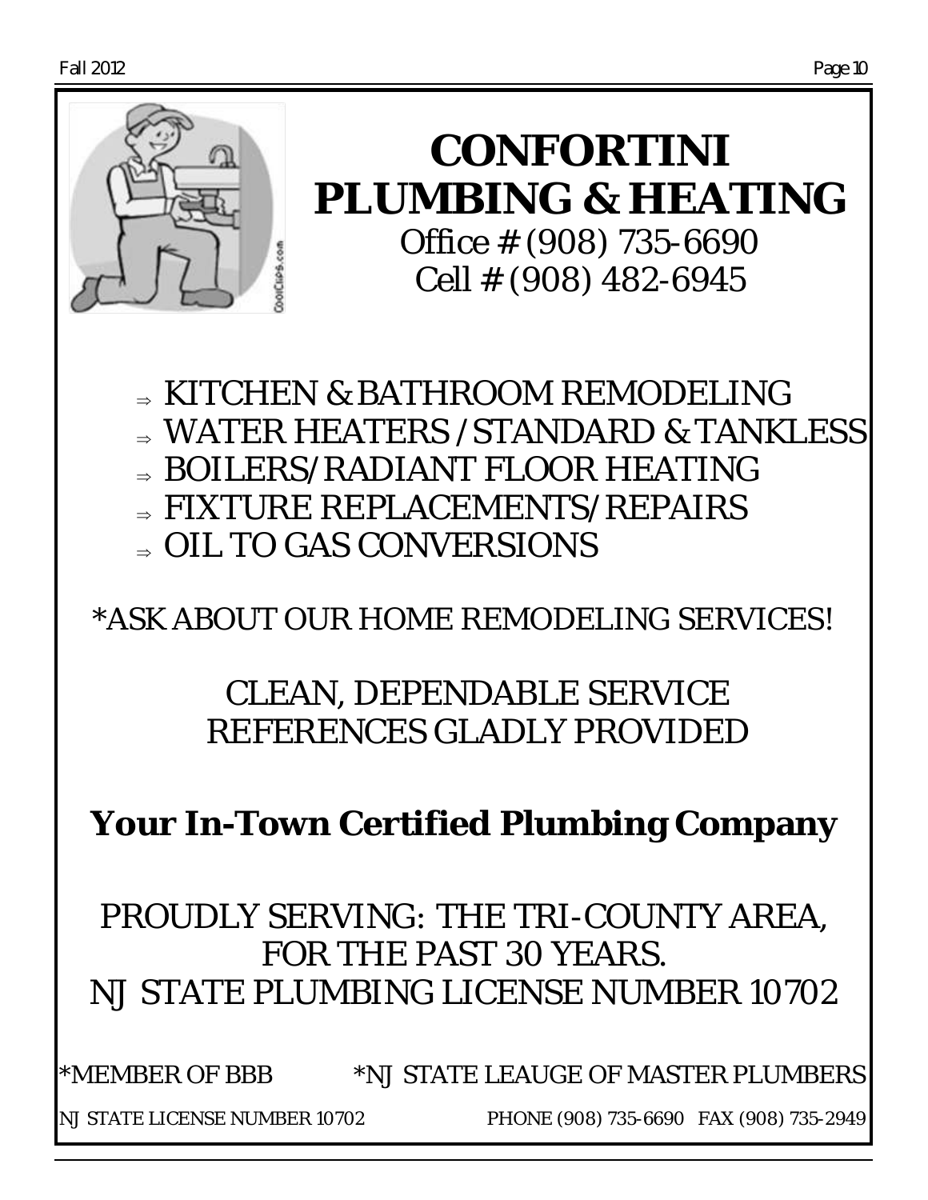# CONFORTINI PLUMBING & HEATING

Office # (908) 735-6690
Cell # (908) 482-6945

- ⇒ KITCHEN & BATHROOM REMODELING
- ⇒ WATER HEATERS / STANDARD & TANKLESS
- ⇒ BOILERS/ RADIANT FLOOR HEATING
- ⇒ FIXTURE REPLACEMENTS/ REPAIRS
- ⇒ OIL TO GAS CONVERSIONS

*ASK ABOUT OUR HOME REMODELING SERVICES!

CLEAN, DEPENDABLE SERVICE
REFERENCES GLADLY PROVIDED

**Your In-Town Certified Plumbing Company**

PROUDLY SERVING: THE TRI-COUNTY AREA, FOR THE PAST 30 YEARS.
NJ STATE PLUMBING LICENSE NUMBER 10702

*MEMBER OF BBB *NJ STATE LEAUGE OF MASTER PLUMBERS

NJ STATE LICENSE NUMBER 10702 PHONE (908) 735-6690 FAX (908) 735-2949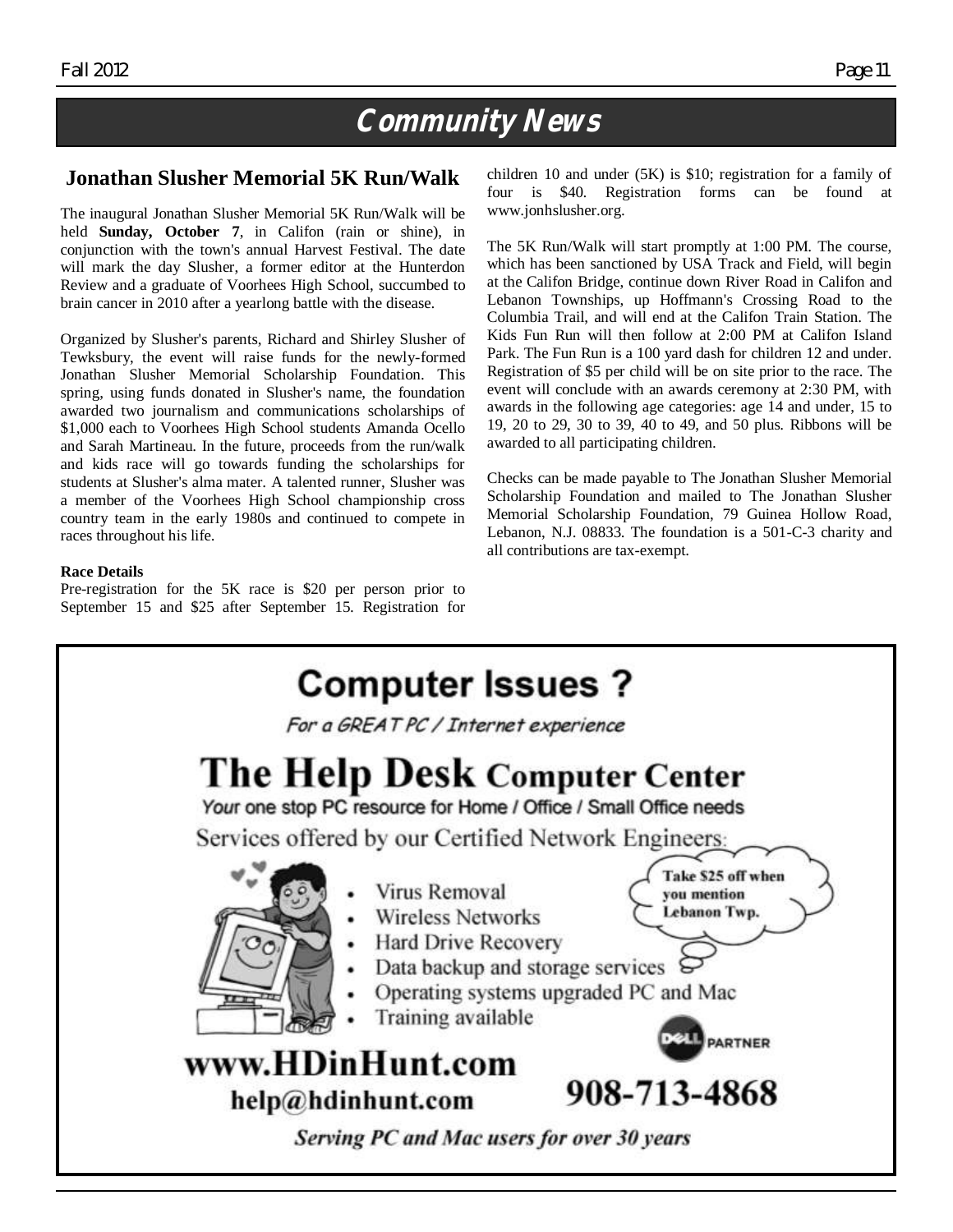# Community News

## Jonathan Slusher Memorial 5K Run/Walk

The inaugural Jonathan Slusher Memorial 5K Run/Walk will be held **Sunday, October 7**, in Califon (rain or shine), in conjunction with the town's annual Harvest Festival. The date will mark the day Slusher, a former editor at the Hunterdon Review and a graduate of Voorhees High School, succumbed to brain cancer in 2010 after a yearlong battle with the disease.

Organized by Slusher's parents, Richard and Shirley Slusher of Tewksbury, the event will raise funds for the newly-formed Jonathan Slusher Memorial Scholarship Foundation. This spring, using funds donated in Slusher's name, the foundation awarded two journalism and communications scholarships of $1,000 each to Voorhees High School students Amanda Ocello and Sarah Martineau. In the future, proceeds from the run/walk and kids race will go towards funding the scholarships for students at Slusher's alma mater. A talented runner, Slusher was a member of the Voorhees High School championship cross country team in the early 1980s and continued to compete in races throughout his life.

**Race Details**

Pre-registration for the 5K race is $20 per person prior to September 15 and $25 after September 15. Registration for children 10 and under (5K) is $10; registration for a family of four is $40. Registration forms can be found at www.jonhslusher.org.

The 5K Run/Walk will start promptly at 1:00 PM. The course, which has been sanctioned by USA Track and Field, will begin at the Califon Bridge, continue down River Road in Califon and Lebanon Townships, up Hoffmann's Crossing Road to the Columbia Trail, and will end at the Califon Train Station. The Kids Fun Run will then follow at 2:00 PM at Califon Island Park. The Fun Run is a 100 yard dash for children 12 and under. Registration of $5 per child will be on site prior to the race. The event will conclude with an awards ceremony at 2:30 PM, with awards in the following age categories: age 14 and under, 15 to 19, 20 to 29, 30 to 39, 40 to 49, and 50 plus. Ribbons will be awarded to all participating children.

Checks can be made payable to The Jonathan Slusher Memorial Scholarship Foundation and mailed to The Jonathan Slusher Memorial Scholarship Foundation, 79 Guinea Hollow Road, Lebanon, N.J. 08833. The foundation is a 501-C-3 charity and all contributions are tax-exempt.

---

## Computer Issues ?

*For a GREAT PC / Internet experience*

## The Help Desk Computer Center

Your one stop PC resource for Home / Office / Small Office needs

Services offered by our Certified Network Engineers:

- Virus Removal
- Wireless Networks
- Hard Drive Recovery
- Data backup and storage services
- Operating systems upgraded PC and Mac
- Training available

**Take $25 off when you mention Lebanon Twp.**

DELL PARTNER

**www.HDinHunt.com**

**help@hdinhunt.com**

**908-713-4868**

***Serving PC and Mac users for over 30 years***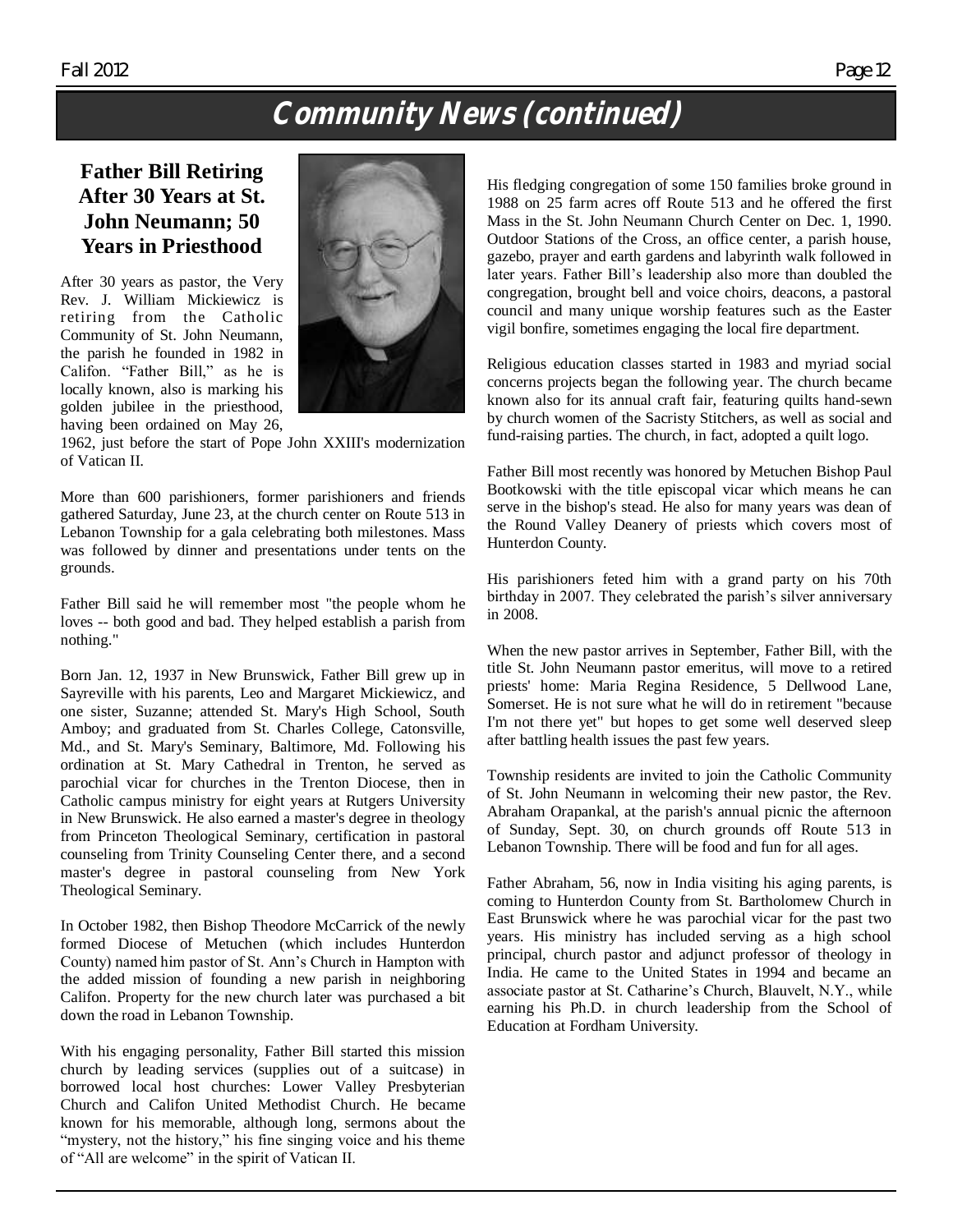# Community News (continued)

## Father Bill Retiring After 30 Years at St. John Neumann; 50 Years in Priesthood

After 30 years as pastor, the Very Rev. J. William Mickiewicz is retiring from the Catholic Community of St. John Neumann, the parish he founded in 1982 in Califon. "Father Bill," as he is locally known, also is marking his golden jubilee in the priesthood, having been ordained on May 26, 1962, just before the start of Pope John XXIII's modernization of Vatican II.

More than 600 parishioners, former parishioners and friends gathered Saturday, June 23, at the church center on Route 513 in Lebanon Township for a gala celebrating both milestones. Mass was followed by dinner and presentations under tents on the grounds.

Father Bill said he will remember most "the people whom he loves -- both good and bad. They helped establish a parish from nothing."

Born Jan. 12, 1937 in New Brunswick, Father Bill grew up in Sayreville with his parents, Leo and Margaret Mickiewicz, and one sister, Suzanne; attended St. Mary's High School, South Amboy; and graduated from St. Charles College, Catonsville, Md., and St. Mary's Seminary, Baltimore, Md. Following his ordination at St. Mary Cathedral in Trenton, he served as parochial vicar for churches in the Trenton Diocese, then in Catholic campus ministry for eight years at Rutgers University in New Brunswick. He also earned a master's degree in theology from Princeton Theological Seminary, certification in pastoral counseling from Trinity Counseling Center there, and a second master's degree in pastoral counseling from New York Theological Seminary.

In October 1982, then Bishop Theodore McCarrick of the newly formed Diocese of Metuchen (which includes Hunterdon County) named him pastor of St. Ann's Church in Hampton with the added mission of founding a new parish in neighboring Califon. Property for the new church later was purchased a bit down the road in Lebanon Township.

With his engaging personality, Father Bill started this mission church by leading services (supplies out of a suitcase) in borrowed local host churches: Lower Valley Presbyterian Church and Califon United Methodist Church. He became known for his memorable, although long, sermons about the "mystery, not the history," his fine singing voice and his theme of "All are welcome" in the spirit of Vatican II.

His fledging congregation of some 150 families broke ground in 1988 on 25 farm acres off Route 513 and he offered the first Mass in the St. John Neumann Church Center on Dec. 1, 1990. Outdoor Stations of the Cross, an office center, a parish house, gazebo, prayer and earth gardens and labyrinth walk followed in later years. Father Bill's leadership also more than doubled the congregation, brought bell and voice choirs, deacons, a pastoral council and many unique worship features such as the Easter vigil bonfire, sometimes engaging the local fire department.

Religious education classes started in 1983 and myriad social concerns projects began the following year. The church became known also for its annual craft fair, featuring quilts hand-sewn by church women of the Sacristy Stitchers, as well as social and fund-raising parties. The church, in fact, adopted a quilt logo.

Father Bill most recently was honored by Metuchen Bishop Paul Bootkowski with the title episcopal vicar which means he can serve in the bishop's stead. He also for many years was dean of the Round Valley Deanery of priests which covers most of Hunterdon County.

His parishioners feted him with a grand party on his 70th birthday in 2007. They celebrated the parish's silver anniversary in 2008.

When the new pastor arrives in September, Father Bill, with the title St. John Neumann pastor emeritus, will move to a retired priests' home: Maria Regina Residence, 5 Dellwood Lane, Somerset. He is not sure what he will do in retirement "because I'm not there yet" but hopes to get some well deserved sleep after battling health issues the past few years.

Township residents are invited to join the Catholic Community of St. John Neumann in welcoming their new pastor, the Rev. Abraham Orapankal, at the parish's annual picnic the afternoon of Sunday, Sept. 30, on church grounds off Route 513 in Lebanon Township. There will be food and fun for all ages.

Father Abraham, 56, now in India visiting his aging parents, is coming to Hunterdon County from St. Bartholomew Church in East Brunswick where he was parochial vicar for the past two years. His ministry has included serving as a high school principal, church pastor and adjunct professor of theology in India. He came to the United States in 1994 and became an associate pastor at St. Catharine's Church, Blauvelt, N.Y., while earning his Ph.D. in church leadership from the School of Education at Fordham University.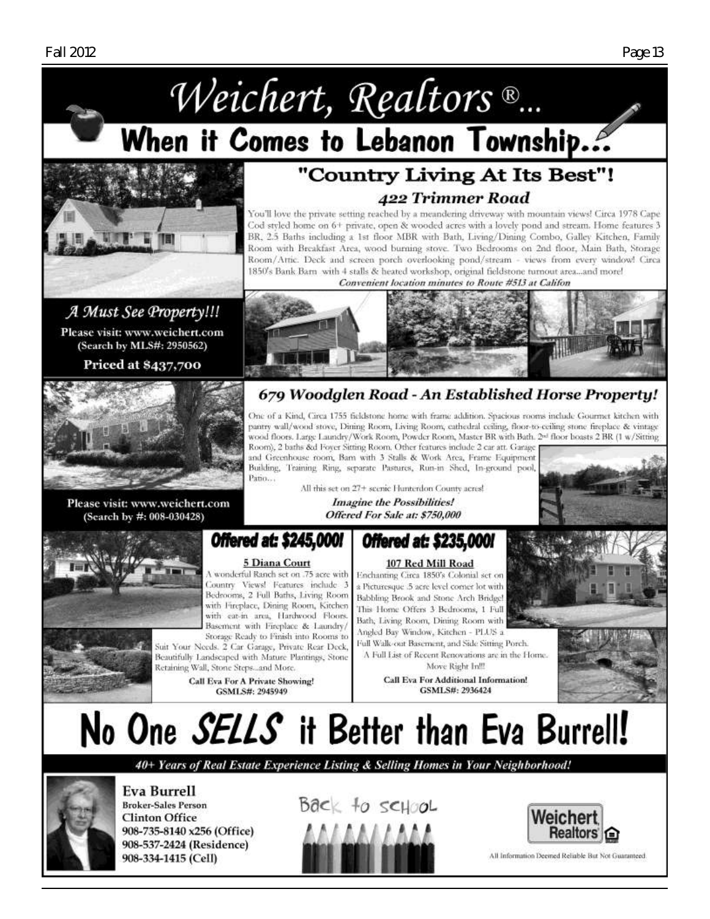# Weichert, Realtors®...

## When it Comes to Lebanon Township...

## "Country Living At Its Best"!

### 422 Trimmer Road

You'll love the private setting reached by a meandering driveway with mountain views! Circa 1978 Cape Cod styled home on 6+ private, open & wooded acres with a lovely pond and stream. Home features 3 BR, 2.5 Baths including a 1st floor MBR with Bath, Living/Dining Combo, Galley Kitchen, Family Room with Breakfast Area, wood burning stove. Two Bedrooms on 2nd floor, Main Bath, Storage Room/Attic. Deck and screen porch overlooking pond/stream - views from every window! Circa 1850's Bank Barn with 4 stalls & heated workshop, original fieldstone turnout area...and more!

*Convenient location minutes to Route #513 at Califon*

*A Must See Property!!!*

**Please visit: www.weichert.com**
**(Search by MLS#: 2950562)**

**Priced at $437,700**

### 679 Woodglen Road - An Established Horse Property!

One of a Kind, Circa 1755 fieldstone home with frame addition. Spacious rooms include Gourmet kitchen with pantry wall/wood stove, Dining Room, Living Room, cathedral ceiling, floor-to-ceiling stone fireplace & vintage wood floors. Large Laundry/Work Room, Powder Room, Master BR with Bath. 2nd floor boasts 2 BR (1 w/Sitting Room), 2 baths && Foyer Sitting Room. Other features include 2 car att. Garage and Greenhouse room, Barn with 3 Stalls & Work Area, Frame Equipment Building, Training Ring, separate Pastures, Run-in Shed, In-ground pool, Patio...

All this set on 27+ scenic Hunterdon County acres!

*Imagine the Possibilities!*
*Offered For Sale at: $750,000*

**Please visit: www.weichert.com**
**(Search by #: 008-030428)**

### Offered at: $245,000!

**5 Diana Court**

A wonderful Ranch set on .75 acre with Country Views! Features include 3 Bedrooms, 2 Full Baths, Living Room with Fireplace, Dining Room, Kitchen with eat-in area, Hardwood Floors. Basement with Fireplace & Laundry/Storage Ready to Finish into Rooms to Suit Your Needs. 2 Car Garage, Private Rear Deck, Beautifully Landscaped with Mature Plantings, Stone Retaining Wall, Stone Steps...and More.

**Call Eva For A Private Showing!**
**GSMLS#: 2945949**

### Offered at: $235,000!

**107 Red Mill Road**

Enchanting Circa 1850's Colonial set on a Picturesque .5 acre level corner lot with Babbling Brook and Stone Arch Bridge! This Home Offers 3 Bedrooms, 1 Full Bath, Living Room, Dining Room with Angled Bay Window, Kitchen - PLUS a Full Walk-out Basement, and Side Sitting Porch.

A Full List of Recent Renovations are in the Home. Move Right In!!!

**Call Eva For Additional Information!**
**GSMLS#: 2936424**

# No One *SELLS* it Better than Eva Burrell!

*40+ Years of Real Estate Experience Listing & Selling Homes in Your Neighborhood!*

**Eva Burrell**
**Broker-Sales Person**
**Clinton Office**
**908-735-8140 x256 (Office)**
**908-537-2424 (Residence)**
**908-334-1415 (Cell)**

Back to School

Weichert Realtors

All Information Deemed Reliable But Not Guaranteed.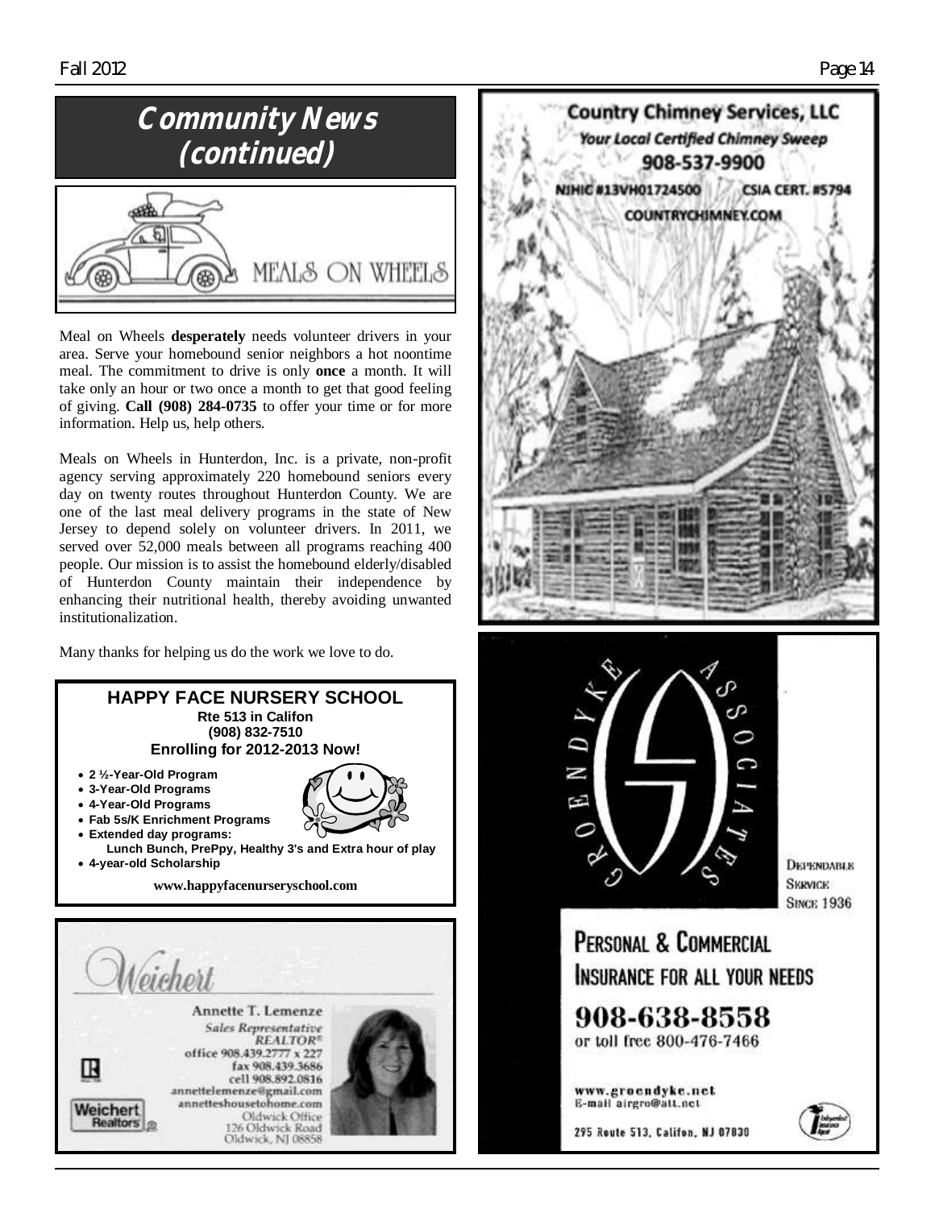# Community News (continued)

MEALS ON WHEELS

Meal on Wheels **desperately** needs volunteer drivers in your area. Serve your homebound senior neighbors a hot noontime meal. The commitment to drive is only **once** a month. It will take only an hour or two once a month to get that good feeling of giving. **Call (908) 284-0735** to offer your time or for more information. Help us, help others.

Meals on Wheels in Hunterdon, Inc. is a private, non-profit agency serving approximately 220 homebound seniors every day on twenty routes throughout Hunterdon County. We are one of the last meal delivery programs in the state of New Jersey to depend solely on volunteer drivers. In 2011, we served over 52,000 meals between all programs reaching 400 people. Our mission is to assist the homebound elderly/disabled of Hunterdon County maintain their independence by enhancing their nutritional health, thereby avoiding unwanted institutionalization.

Many thanks for helping us do the work we love to do.

**HAPPY FACE NURSERY SCHOOL**
**Rte 513 in Califon**
**(908) 832-7510**
**Enrolling for 2012-2013 Now!**

- **2 ½-Year-Old Program**
- **3-Year-Old Programs**
- **4-Year-Old Programs**
- **Fab 5s/K Enrichment Programs**
- **Extended day programs:**
  **Lunch Bunch, PrePpy, Healthy 3's and Extra hour of play**
- **4-year-old Scholarship**

**www.happyfacenurseryschool.com**

Weichert

Annette T. Lemenze
*Sales Representative*
*REALTOR®*
office 908.439.2777 x 227
fax 908.439.3686
cell 908.892.0816
annettelemenze@gmail.com
annetteshousetohome.com
Oldwick Office
126 Oldwick Road
Oldwick, NJ 08858

Weichert Realtors

**Country Chimney Services, LLC**
***Your Local Certified Chimney Sweep***
**908-537-9900**
**NJHIC #13VH01724500 CSIA CERT. #5794**
**COUNTRYCHIMNEY.COM**

GROENDYKE ASSOCIATES

DEPENDABLE SERVICE SINCE 1936

**PERSONAL & COMMERCIAL INSURANCE FOR ALL YOUR NEEDS**

**908-638-8558**
or toll free 800-476-7466

www.groendyke.net
E-mail airgro@att.net

295 Route 513, Califon, NJ 07830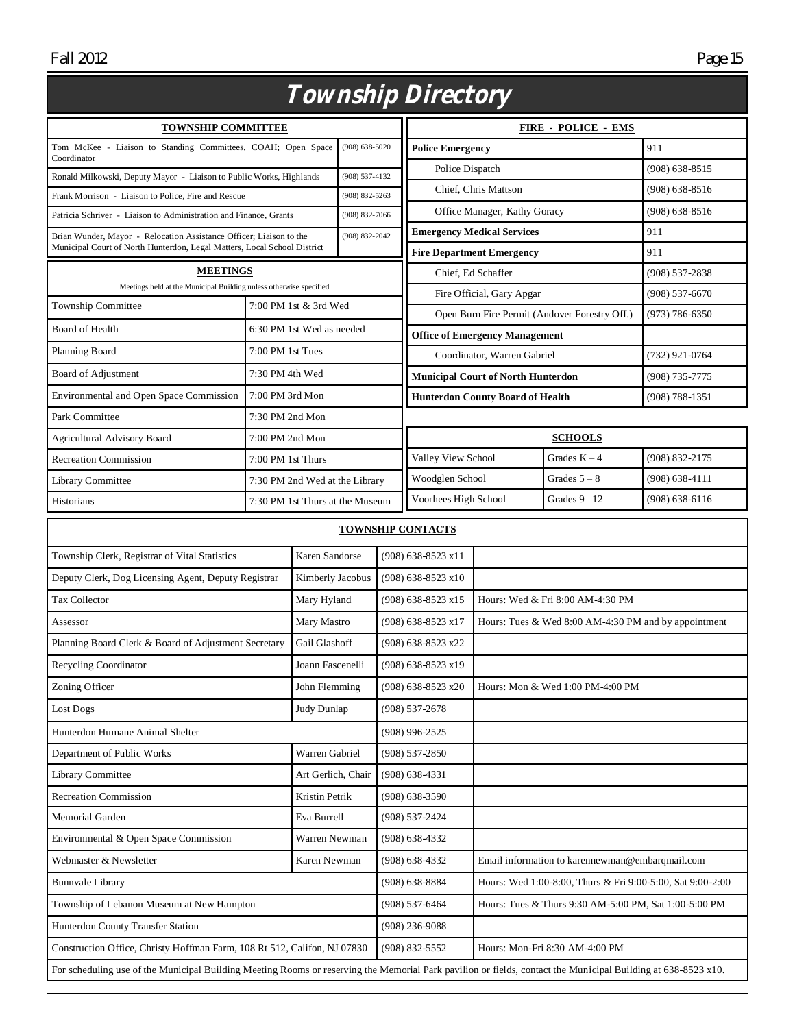# Township Directory

| TOWNSHIP COMMITTEE | |
|---|---|
| Tom McKee - Liaison to Standing Committees, COAH; Open Space Coordinator | (908) 638-5020 |
| Ronald Milkowski, Deputy Mayor - Liaison to Public Works, Highlands | (908) 537-4132 |
| Frank Morrison - Liaison to Police, Fire and Rescue | (908) 832-5263 |
| Patricia Schriver - Liaison to Administration and Finance, Grants | (908) 832-7066 |
| Brian Wunder, Mayor - Relocation Assistance Officer; Liaison to the Municipal Court of North Hunterdon, Legal Matters, Local School District | (908) 832-2042 |

**MEETINGS**

Meetings held at the Municipal Building unless otherwise specified

| Meeting | Schedule |
|---|---|
| Township Committee | 7:00 PM 1st & 3rd Wed |
| Board of Health | 6:30 PM 1st Wed as needed |
| Planning Board | 7:00 PM 1st Tues |
| Board of Adjustment | 7:30 PM 4th Wed |
| Environmental and Open Space Commission | 7:00 PM 3rd Mon |
| Park Committee | 7:30 PM 2nd Mon |
| Agricultural Advisory Board | 7:00 PM 2nd Mon |
| Recreation Commission | 7:00 PM 1st Thurs |
| Library Committee | 7:30 PM 2nd Wed at the Library |
| Historians | 7:30 PM 1st Thurs at the Museum |

| FIRE - POLICE - EMS | |
|---|---|
| **Police Emergency** | 911 |
| Police Dispatch | (908) 638-8515 |
| Chief, Chris Mattson | (908) 638-8516 |
| Office Manager, Kathy Goracy | (908) 638-8516 |
| **Emergency Medical Services** | 911 |
| **Fire Department Emergency** | 911 |
| Chief, Ed Schaffer | (908) 537-2838 |
| Fire Official, Gary Apgar | (908) 537-6670 |
| Open Burn Fire Permit (Andover Forestry Off.) | (973) 786-6350 |
| **Office of Emergency Management** | |
| Coordinator, Warren Gabriel | (732) 921-0764 |
| **Municipal Court of North Hunterdon** | (908) 735-7775 |
| **Hunterdon County Board of Health** | (908) 788-1351 |

| SCHOOLS | | |
|---|---|---|
| Valley View School | Grades K – 4 | (908) 832-2175 |
| Woodglen School | Grades 5 – 8 | (908) 638-4111 |
| Voorhees High School | Grades 9 –12 | (908) 638-6116 |

| TOWNSHIP CONTACTS | | | |
|---|---|---|---|
| Township Clerk, Registrar of Vital Statistics | Karen Sandorse | (908) 638-8523 x11 | |
| Deputy Clerk, Dog Licensing Agent, Deputy Registrar | Kimberly Jacobus | (908) 638-8523 x10 | |
| Tax Collector | Mary Hyland | (908) 638-8523 x15 | Hours: Wed & Fri 8:00 AM-4:30 PM |
| Assessor | Mary Mastro | (908) 638-8523 x17 | Hours: Tues & Wed 8:00 AM-4:30 PM and by appointment |
| Planning Board Clerk & Board of Adjustment Secretary | Gail Glashoff | (908) 638-8523 x22 | |
| Recycling Coordinator | Joann Fascenelli | (908) 638-8523 x19 | |
| Zoning Officer | John Flemming | (908) 638-8523 x20 | Hours: Mon & Wed 1:00 PM-4:00 PM |
| Lost Dogs | Judy Dunlap | (908) 537-2678 | |
| Hunterdon Humane Animal Shelter | | (908) 996-2525 | |
| Department of Public Works | Warren Gabriel | (908) 537-2850 | |
| Library Committee | Art Gerlich, Chair | (908) 638-4331 | |
| Recreation Commission | Kristin Petrik | (908) 638-3590 | |
| Memorial Garden | Eva Burrell | (908) 537-2424 | |
| Environmental & Open Space Commission | Warren Newman | (908) 638-4332 | |
| Webmaster & Newsletter | Karen Newman | (908) 638-4332 | Email information to karennewman@embarqmail.com |
| Bunnvale Library | | (908) 638-8884 | Hours: Wed 1:00-8:00, Thurs & Fri 9:00-5:00, Sat 9:00-2:00 |
| Township of Lebanon Museum at New Hampton | | (908) 537-6464 | Hours: Tues & Thurs 9:30 AM-5:00 PM, Sat 1:00-5:00 PM |
| Hunterdon County Transfer Station | | (908) 236-9088 | |
| Construction Office, Christy Hoffman Farm, 108 Rt 512, Califon, NJ 07830 | | (908) 832-5552 | Hours: Mon-Fri 8:30 AM-4:00 PM |

For scheduling use of the Municipal Building Meeting Rooms or reserving the Memorial Park pavilion or fields, contact the Municipal Building at 638-8523 x10.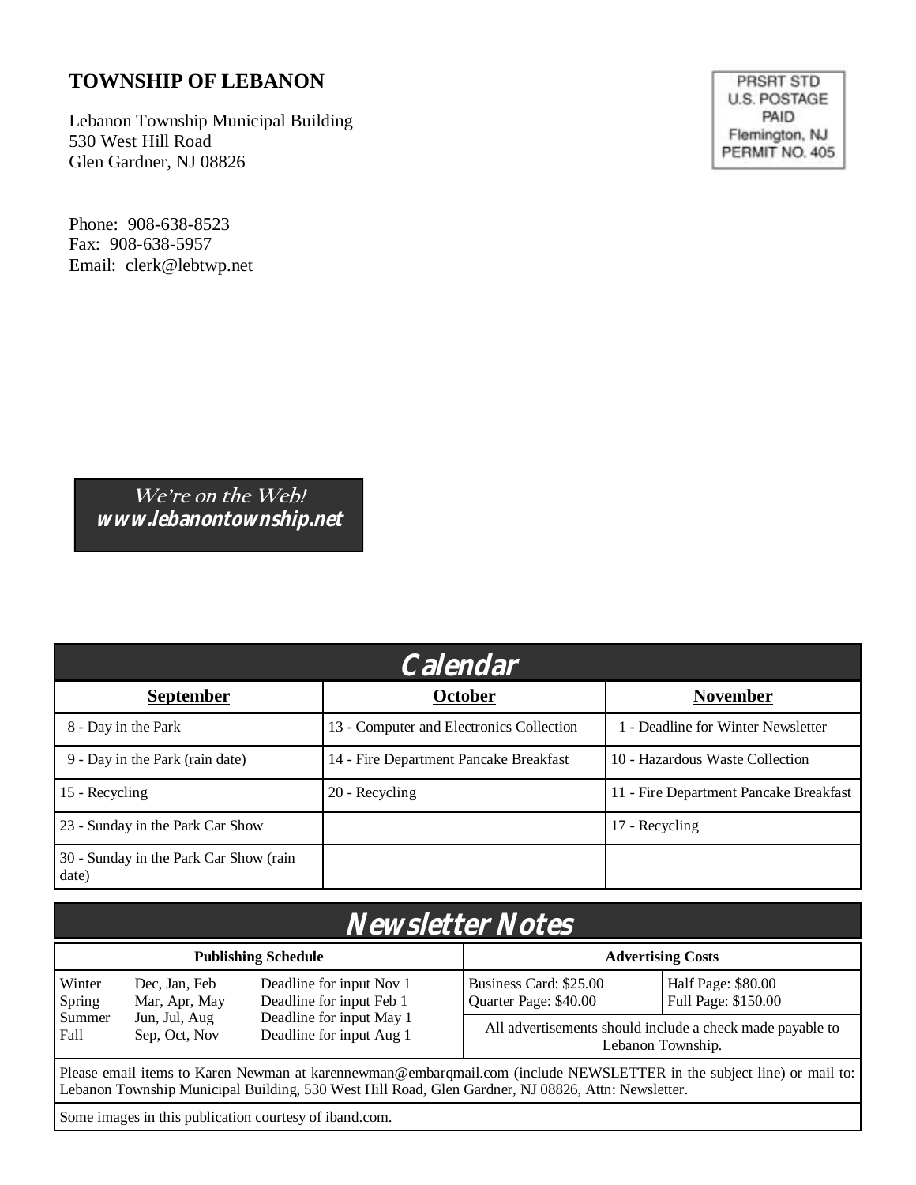**TOWNSHIP OF LEBANON**

Lebanon Township Municipal Building
530 West Hill Road
Glen Gardner, NJ 08826

Phone: 908-638-8523
Fax: 908-638-5957
Email: clerk@lebtwp.net

PRSRT STD
U.S. POSTAGE
PAID
Flemington, NJ
PERMIT NO. 405

*We're on the Web!*
**www.lebanontownship.net**

## Calendar

| September | October | November |
|---|---|---|
| 8 - Day in the Park | 13 - Computer and Electronics Collection | 1 - Deadline for Winter Newsletter |
| 9 - Day in the Park (rain date) | 14 - Fire Department Pancake Breakfast | 10 - Hazardous Waste Collection |
| 15 - Recycling | 20 - Recycling | 11 - Fire Department Pancake Breakfast |
| 23 - Sunday in the Park Car Show | | 17 - Recycling |
| 30 - Sunday in the Park Car Show (rain date) | | |

## Newsletter Notes

**Publishing Schedule**

| Season | Months | Deadline |
|---|---|---|
| Winter | Dec, Jan, Feb | Deadline for input Nov 1 |
| Spring | Mar, Apr, May | Deadline for input Feb 1 |
| Summer | Jun, Jul, Aug | Deadline for input May 1 |
| Fall | Sep, Oct, Nov | Deadline for input Aug 1 |

**Advertising Costs**

| | |
|---|---|
| Business Card: $25.00 | Half Page: $80.00 |
| Quarter Page: $40.00 | Full Page: $150.00 |

All advertisements should include a check made payable to Lebanon Township.

Please email items to Karen Newman at karennewman@embarqmail.com (include NEWSLETTER in the subject line) or mail to: Lebanon Township Municipal Building, 530 West Hill Road, Glen Gardner, NJ 08826, Attn: Newsletter.

Some images in this publication courtesy of iband.com.